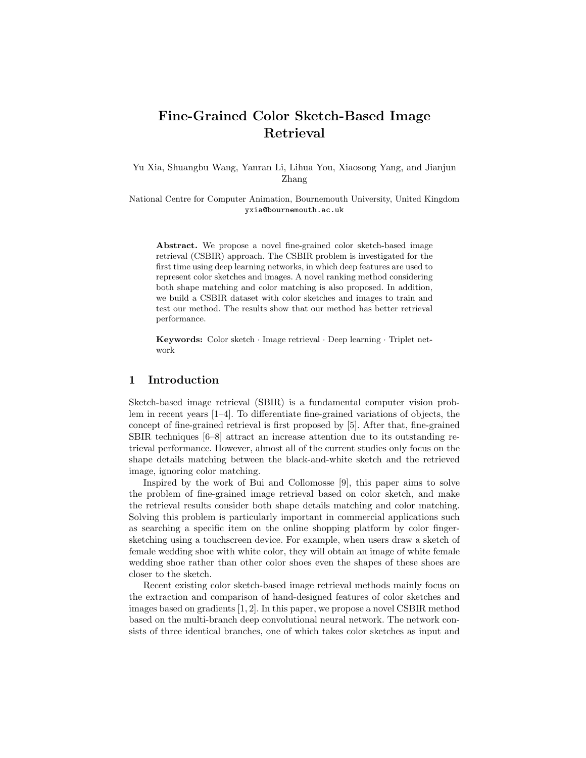# Fine-Grained Color Sketch-Based Image Retrieval

Yu Xia, Shuangbu Wang, Yanran Li, Lihua You, Xiaosong Yang, and Jianjun Zhang

National Centre for Computer Animation, Bournemouth University, United Kingdom
yxia@bournemouth.ac.uk

**Abstract.** We propose a novel fine-grained color sketch-based image retrieval (CSBIR) approach. The CSBIR problem is investigated for the first time using deep learning networks, in which deep features are used to represent color sketches and images. A novel ranking method considering both shape matching and color matching is also proposed. In addition, we build a CSBIR dataset with color sketches and images to train and test our method. The results show that our method has better retrieval performance.

**Keywords:** Color sketch · Image retrieval · Deep learning · Triplet network

## 1 Introduction

Sketch-based image retrieval (SBIR) is a fundamental computer vision problem in recent years [1–4]. To differentiate fine-grained variations of objects, the concept of fine-grained retrieval is first proposed by [5]. After that, fine-grained SBIR techniques [6–8] attract an increase attention due to its outstanding retrieval performance. However, almost all of the current studies only focus on the shape details matching between the black-and-white sketch and the retrieved image, ignoring color matching.

Inspired by the work of Bui and Collomosse [9], this paper aims to solve the problem of fine-grained image retrieval based on color sketch, and make the retrieval results consider both shape details matching and color matching. Solving this problem is particularly important in commercial applications such as searching a specific item on the online shopping platform by color finger-sketching using a touchscreen device. For example, when users draw a sketch of female wedding shoe with white color, they will obtain an image of white female wedding shoe rather than other color shoes even the shapes of these shoes are closer to the sketch.

Recent existing color sketch-based image retrieval methods mainly focus on the extraction and comparison of hand-designed features of color sketches and images based on gradients [1, 2]. In this paper, we propose a novel CSBIR method based on the multi-branch deep convolutional neural network. The network consists of three identical branches, one of which takes color sketches as input and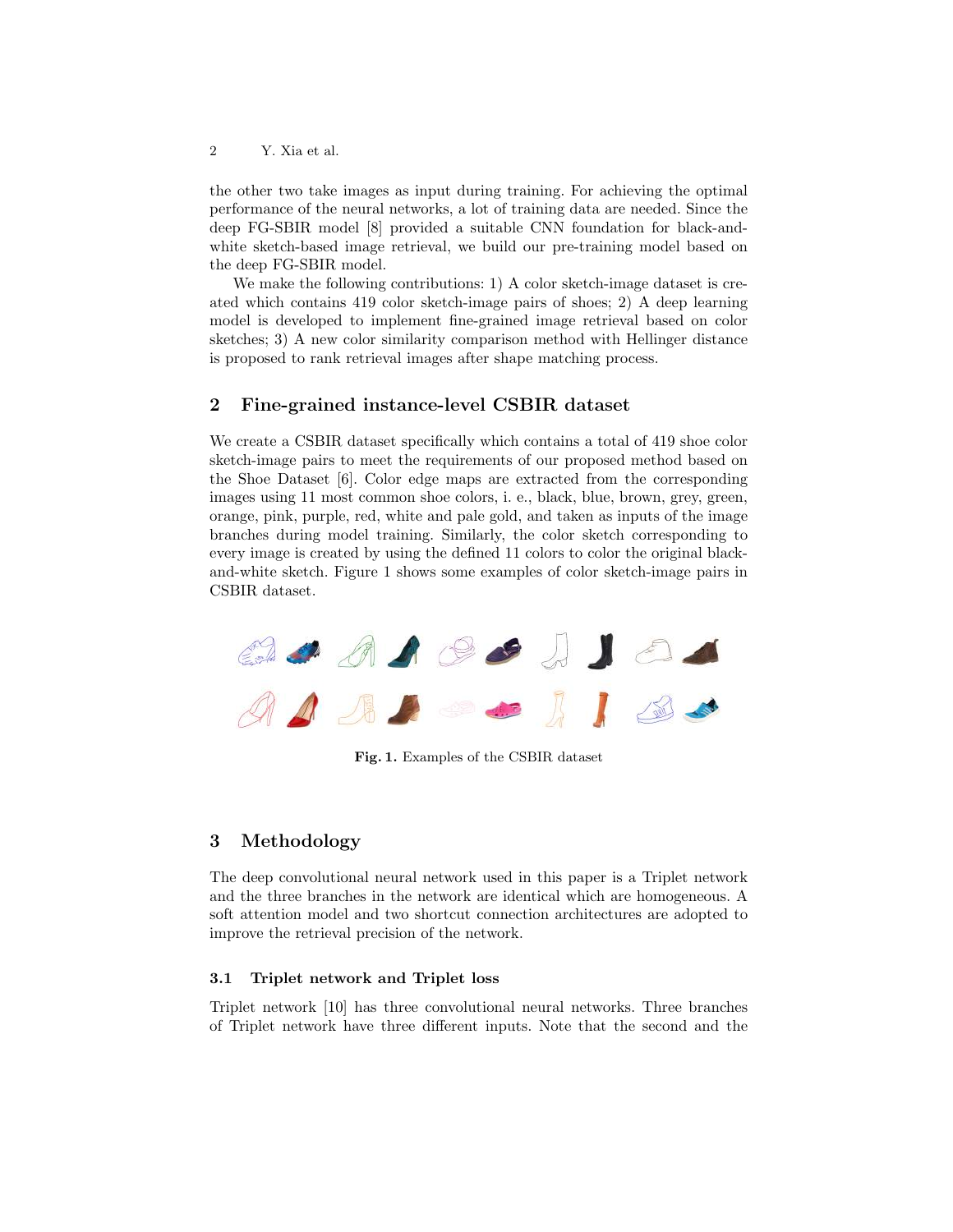the other two take images as input during training. For achieving the optimal performance of the neural networks, a lot of training data are needed. Since the deep FG-SBIR model [8] provided a suitable CNN foundation for black-and-white sketch-based image retrieval, we build our pre-training model based on the deep FG-SBIR model.

We make the following contributions: 1) A color sketch-image dataset is created which contains 419 color sketch-image pairs of shoes; 2) A deep learning model is developed to implement fine-grained image retrieval based on color sketches; 3) A new color similarity comparison method with Hellinger distance is proposed to rank retrieval images after shape matching process.

## 2 Fine-grained instance-level CSBIR dataset

We create a CSBIR dataset specifically which contains a total of 419 shoe color sketch-image pairs to meet the requirements of our proposed method based on the Shoe Dataset [6]. Color edge maps are extracted from the corresponding images using 11 most common shoe colors, i. e., black, blue, brown, grey, green, orange, pink, purple, red, white and pale gold, and taken as inputs of the image branches during model training. Similarly, the color sketch corresponding to every image is created by using the defined 11 colors to color the original black-and-white sketch. Figure 1 shows some examples of color sketch-image pairs in CSBIR dataset.

**Fig. 1.** Examples of the CSBIR dataset

## 3 Methodology

The deep convolutional neural network used in this paper is a Triplet network and the three branches in the network are identical which are homogeneous. A soft attention model and two shortcut connection architectures are adopted to improve the retrieval precision of the network.

### 3.1 Triplet network and Triplet loss

Triplet network [10] has three convolutional neural networks. Three branches of Triplet network have three different inputs. Note that the second and the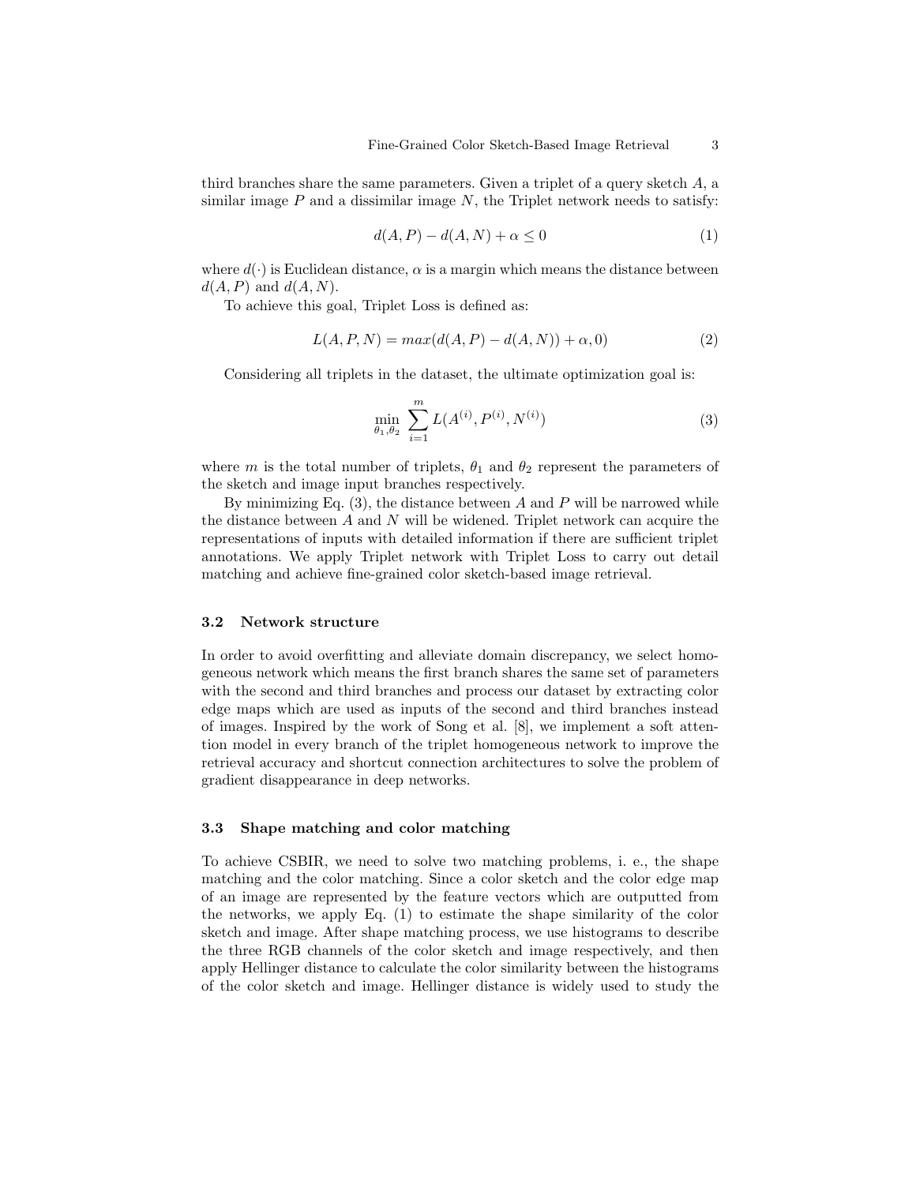third branches share the same parameters. Given a triplet of a query sketch $A$, a similar image $P$ and a dissimilar image $N$, the Triplet network needs to satisfy:

$$d(A, P) - d(A, N) + \alpha \leq 0 \tag{1}$$

where $d(\cdot)$ is Euclidean distance, $\alpha$ is a margin which means the distance between $d(A, P)$ and $d(A, N)$.

To achieve this goal, Triplet Loss is defined as:

$$L(A, P, N) = max(d(A, P) - d(A, N)) + \alpha, 0) \tag{2}$$

Considering all triplets in the dataset, the ultimate optimization goal is:

$$\min_{\theta_1, \theta_2} \sum_{i=1}^{m} L(A^{(i)}, P^{(i)}, N^{(i)}) \tag{3}$$

where $m$ is the total number of triplets, $\theta_1$ and $\theta_2$ represent the parameters of the sketch and image input branches respectively.

By minimizing Eq. (3), the distance between $A$ and $P$ will be narrowed while the distance between $A$ and $N$ will be widened. Triplet network can acquire the representations of inputs with detailed information if there are sufficient triplet annotations. We apply Triplet network with Triplet Loss to carry out detail matching and achieve fine-grained color sketch-based image retrieval.

### 3.2 Network structure

In order to avoid overfitting and alleviate domain discrepancy, we select homogeneous network which means the first branch shares the same set of parameters with the second and third branches and process our dataset by extracting color edge maps which are used as inputs of the second and third branches instead of images. Inspired by the work of Song et al. [8], we implement a soft attention model in every branch of the triplet homogeneous network to improve the retrieval accuracy and shortcut connection architectures to solve the problem of gradient disappearance in deep networks.

### 3.3 Shape matching and color matching

To achieve CSBIR, we need to solve two matching problems, i. e., the shape matching and the color matching. Since a color sketch and the color edge map of an image are represented by the feature vectors which are outputted from the networks, we apply Eq. (1) to estimate the shape similarity of the color sketch and image. After shape matching process, we use histograms to describe the three RGB channels of the color sketch and image respectively, and then apply Hellinger distance to calculate the color similarity between the histograms of the color sketch and image. Hellinger distance is widely used to study the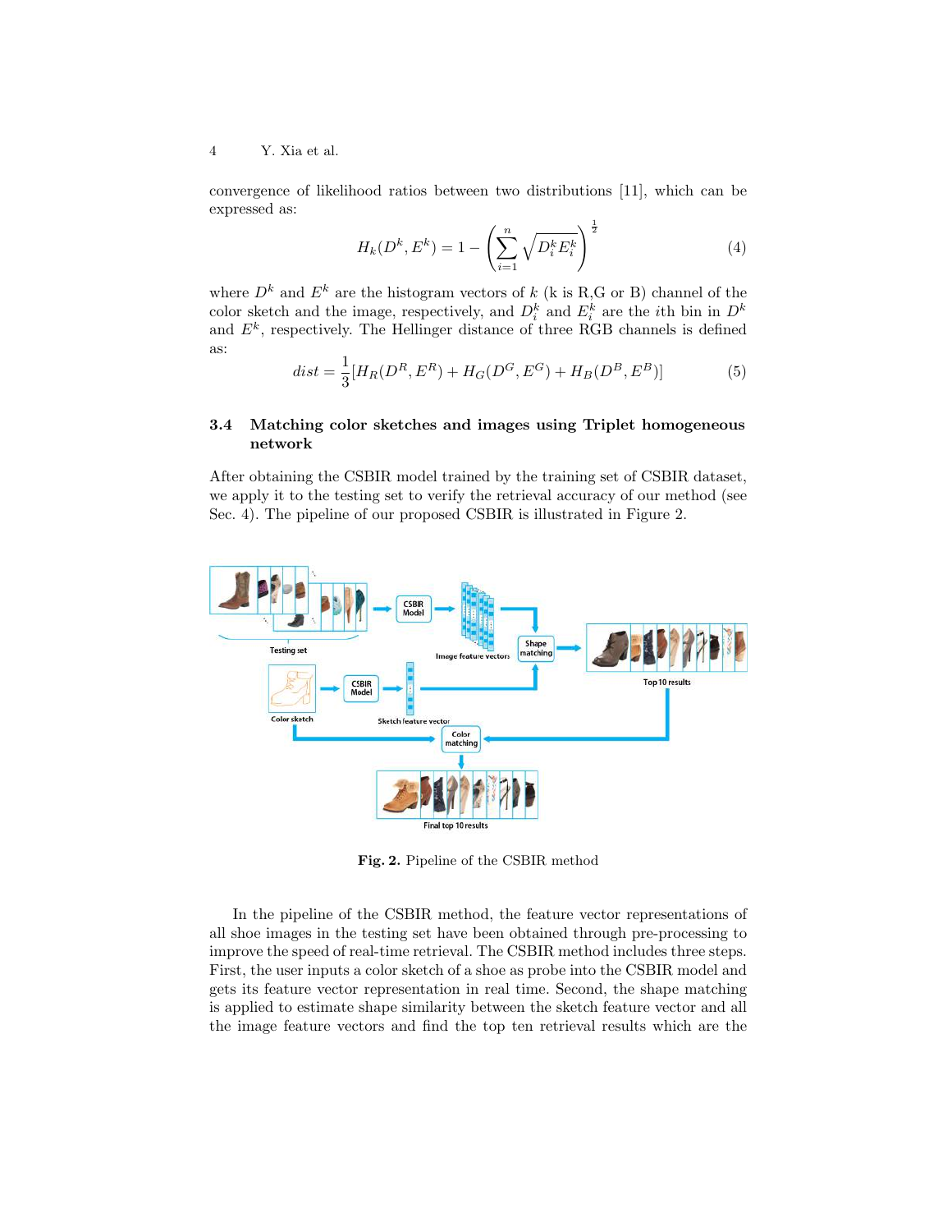convergence of likelihood ratios between two distributions [11], which can be expressed as:

$$H_k(D^k, E^k) = 1 - \left( \sum_{i=1}^{n} \sqrt{D_i^k E_i^k} \right)^{\frac{1}{2}} \tag{4}$$

where $D^k$ and $E^k$ are the histogram vectors of $k$ (k is R,G or B) channel of the color sketch and the image, respectively, and $D_i^k$ and $E_i^k$ are the $i$th bin in $D^k$ and $E^k$, respectively. The Hellinger distance of three RGB channels is defined as:

$$dist = \frac{1}{3}[H_R(D^R, E^R) + H_G(D^G, E^G) + H_B(D^B, E^B)] \tag{5}$$

### 3.4 Matching color sketches and images using Triplet homogeneous network

After obtaining the CSBIR model trained by the training set of CSBIR dataset, we apply it to the testing set to verify the retrieval accuracy of our method (see Sec. 4). The pipeline of our proposed CSBIR is illustrated in Figure 2.

**Fig. 2.** Pipeline of the CSBIR method

In the pipeline of the CSBIR method, the feature vector representations of all shoe images in the testing set have been obtained through pre-processing to improve the speed of real-time retrieval. The CSBIR method includes three steps. First, the user inputs a color sketch of a shoe as probe into the CSBIR model and gets its feature vector representation in real time. Second, the shape matching is applied to estimate shape similarity between the sketch feature vector and all the image feature vectors and find the top ten retrieval results which are the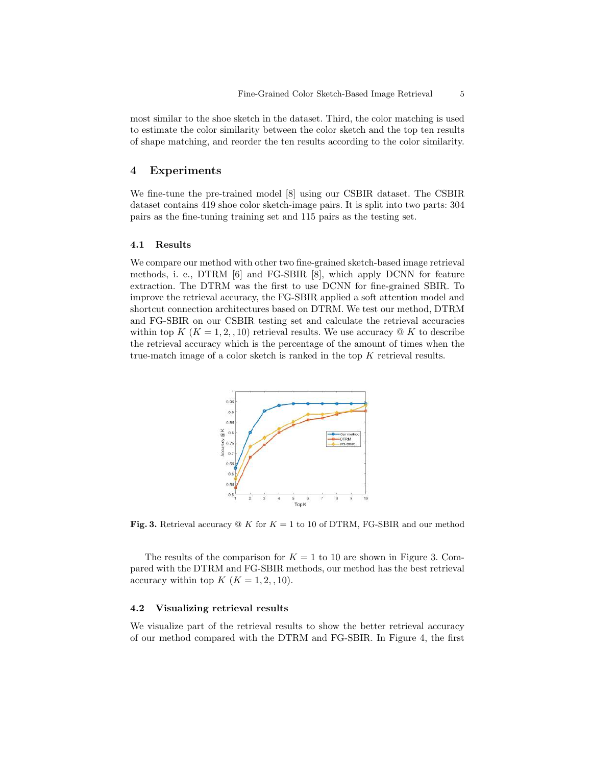most similar to the shoe sketch in the dataset. Third, the color matching is used to estimate the color similarity between the color sketch and the top ten results of shape matching, and reorder the ten results according to the color similarity.

## 4 Experiments

We fine-tune the pre-trained model [8] using our CSBIR dataset. The CSBIR dataset contains 419 shoe color sketch-image pairs. It is split into two parts: 304 pairs as the fine-tuning training set and 115 pairs as the testing set.

### 4.1 Results

We compare our method with other two fine-grained sketch-based image retrieval methods, i. e., DTRM [6] and FG-SBIR [8], which apply DCNN for feature extraction. The DTRM was the first to use DCNN for fine-grained SBIR. To improve the retrieval accuracy, the FG-SBIR applied a soft attention model and shortcut connection architectures based on DTRM. We test our method, DTRM and FG-SBIR on our CSBIR testing set and calculate the retrieval accuracies within top $K$ ($K = 1, 2, , 10$) retrieval results. We use accuracy @ $K$ to describe the retrieval accuracy which is the percentage of the amount of times when the true-match image of a color sketch is ranked in the top $K$ retrieval results.

**Fig. 3.** Retrieval accuracy @ $K$ for $K = 1$ to 10 of DTRM, FG-SBIR and our method

The results of the comparison for $K = 1$ to 10 are shown in Figure 3. Compared with the DTRM and FG-SBIR methods, our method has the best retrieval accuracy within top $K$ ($K = 1, 2, , 10$).

### 4.2 Visualizing retrieval results

We visualize part of the retrieval results to show the better retrieval accuracy of our method compared with the DTRM and FG-SBIR. In Figure 4, the first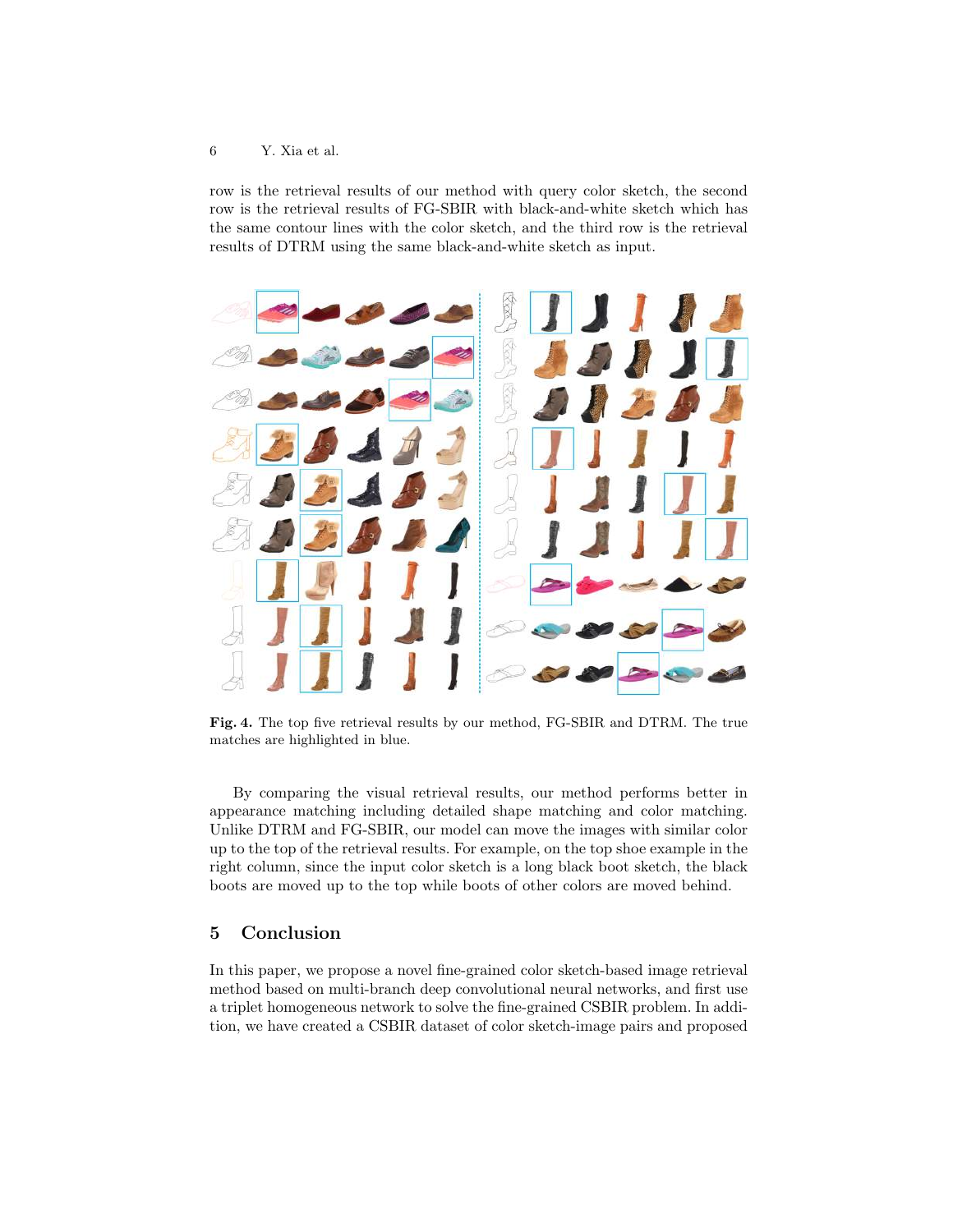row is the retrieval results of our method with query color sketch, the second row is the retrieval results of FG-SBIR with black-and-white sketch which has the same contour lines with the color sketch, and the third row is the retrieval results of DTRM using the same black-and-white sketch as input.

**Fig. 4.** The top five retrieval results by our method, FG-SBIR and DTRM. The true matches are highlighted in blue.

By comparing the visual retrieval results, our method performs better in appearance matching including detailed shape matching and color matching. Unlike DTRM and FG-SBIR, our model can move the images with similar color up to the top of the retrieval results. For example, on the top shoe example in the right column, since the input color sketch is a long black boot sketch, the black boots are moved up to the top while boots of other colors are moved behind.

## 5 Conclusion

In this paper, we propose a novel fine-grained color sketch-based image retrieval method based on multi-branch deep convolutional neural networks, and first use a triplet homogeneous network to solve the fine-grained CSBIR problem. In addition, we have created a CSBIR dataset of color sketch-image pairs and proposed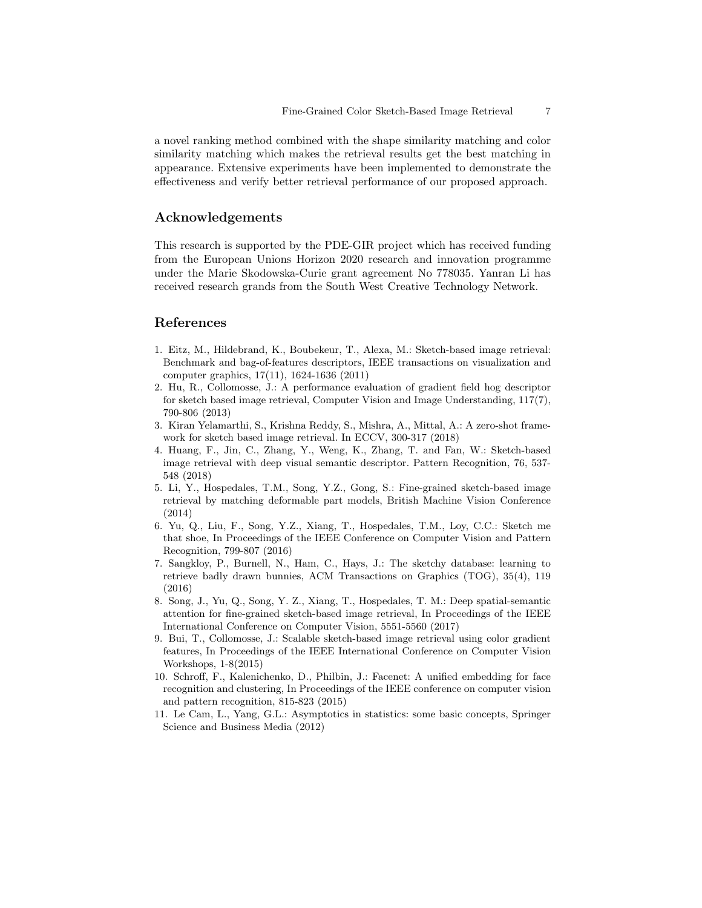a novel ranking method combined with the shape similarity matching and color similarity matching which makes the retrieval results get the best matching in appearance. Extensive experiments have been implemented to demonstrate the effectiveness and verify better retrieval performance of our proposed approach.

## Acknowledgements

This research is supported by the PDE-GIR project which has received funding from the European Unions Horizon 2020 research and innovation programme under the Marie Skodowska-Curie grant agreement No 778035. Yanran Li has received research grands from the South West Creative Technology Network.

## References

1. Eitz, M., Hildebrand, K., Boubekeur, T., Alexa, M.: Sketch-based image retrieval: Benchmark and bag-of-features descriptors, IEEE transactions on visualization and computer graphics, 17(11), 1624-1636 (2011)
2. Hu, R., Collomosse, J.: A performance evaluation of gradient field hog descriptor for sketch based image retrieval, Computer Vision and Image Understanding, 117(7), 790-806 (2013)
3. Kiran Yelamarthi, S., Krishna Reddy, S., Mishra, A., Mittal, A.: A zero-shot framework for sketch based image retrieval. In ECCV, 300-317 (2018)
4. Huang, F., Jin, C., Zhang, Y., Weng, K., Zhang, T. and Fan, W.: Sketch-based image retrieval with deep visual semantic descriptor. Pattern Recognition, 76, 537-548 (2018)
5. Li, Y., Hospedales, T.M., Song, Y.Z., Gong, S.: Fine-grained sketch-based image retrieval by matching deformable part models, British Machine Vision Conference (2014)
6. Yu, Q., Liu, F., Song, Y.Z., Xiang, T., Hospedales, T.M., Loy, C.C.: Sketch me that shoe, In Proceedings of the IEEE Conference on Computer Vision and Pattern Recognition, 799-807 (2016)
7. Sangkloy, P., Burnell, N., Ham, C., Hays, J.: The sketchy database: learning to retrieve badly drawn bunnies, ACM Transactions on Graphics (TOG), 35(4), 119 (2016)
8. Song, J., Yu, Q., Song, Y. Z., Xiang, T., Hospedales, T. M.: Deep spatial-semantic attention for fine-grained sketch-based image retrieval, In Proceedings of the IEEE International Conference on Computer Vision, 5551-5560 (2017)
9. Bui, T., Collomosse, J.: Scalable sketch-based image retrieval using color gradient features, In Proceedings of the IEEE International Conference on Computer Vision Workshops, 1-8(2015)
10. Schroff, F., Kalenichenko, D., Philbin, J.: Facenet: A unified embedding for face recognition and clustering, In Proceedings of the IEEE conference on computer vision and pattern recognition, 815-823 (2015)
11. Le Cam, L., Yang, G.L.: Asymptotics in statistics: some basic concepts, Springer Science and Business Media (2012)